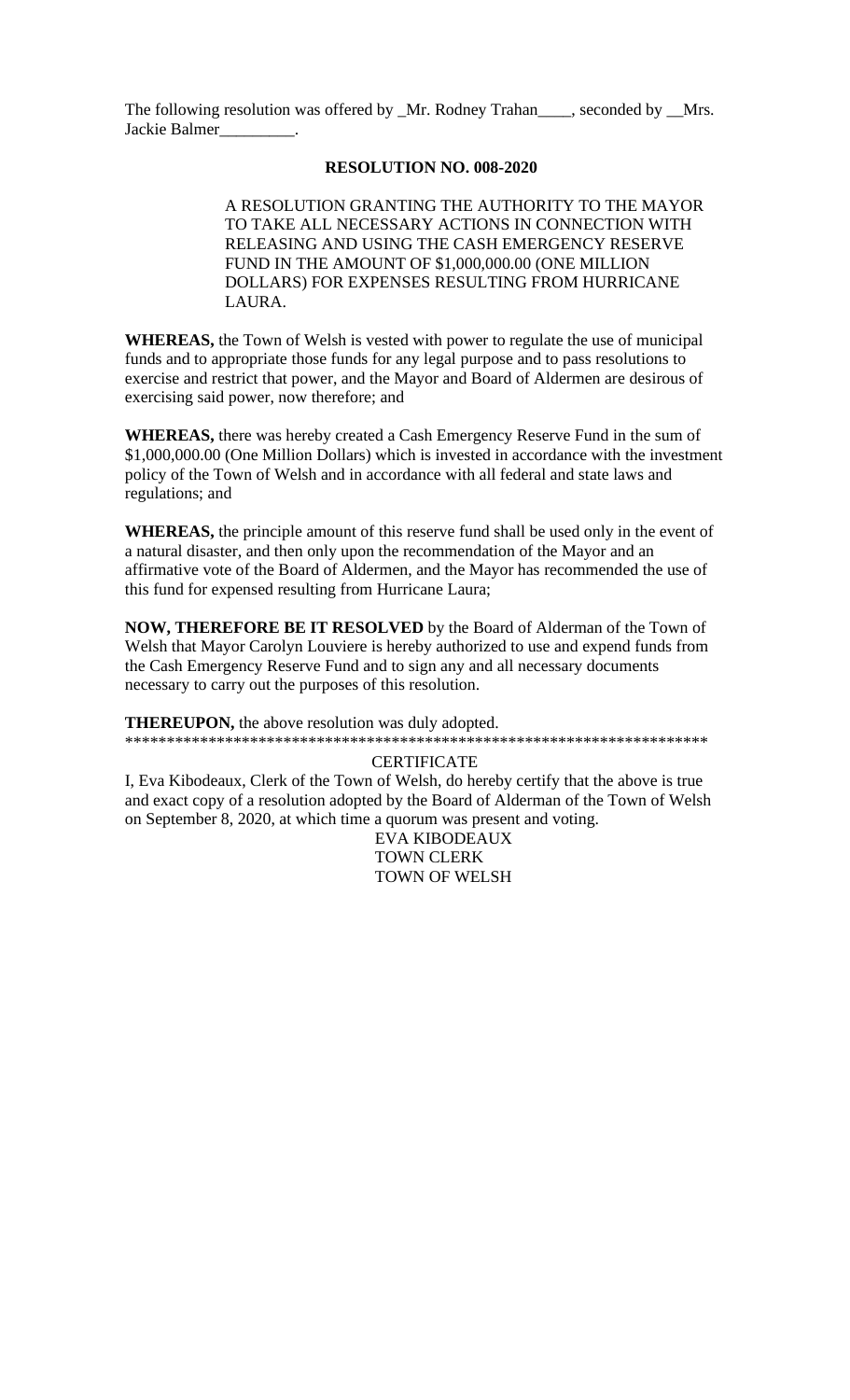The following resolution was offered by _Mr. Rodney Trahan____, seconded by __Mrs. Jackie Balmer_________.

**RESOLUTION NO. 008-2020**

A RESOLUTION GRANTING THE AUTHORITY TO THE MAYOR TO TAKE ALL NECESSARY ACTIONS IN CONNECTION WITH RELEASING AND USING THE CASH EMERGENCY RESERVE FUND IN THE AMOUNT OF $1,000,000.00 (ONE MILLION DOLLARS) FOR EXPENSES RESULTING FROM HURRICANE LAURA.

**WHEREAS,** the Town of Welsh is vested with power to regulate the use of municipal funds and to appropriate those funds for any legal purpose and to pass resolutions to exercise and restrict that power, and the Mayor and Board of Aldermen are desirous of exercising said power, now therefore; and

**WHEREAS,** there was hereby created a Cash Emergency Reserve Fund in the sum of $1,000,000.00 (One Million Dollars) which is invested in accordance with the investment policy of the Town of Welsh and in accordance with all federal and state laws and regulations; and

**WHEREAS,** the principle amount of this reserve fund shall be used only in the event of a natural disaster, and then only upon the recommendation of the Mayor and an affirmative vote of the Board of Aldermen, and the Mayor has recommended the use of this fund for expensed resulting from Hurricane Laura;

**NOW, THEREFORE BE IT RESOLVED** by the Board of Alderman of the Town of Welsh that Mayor Carolyn Louviere is hereby authorized to use and expend funds from the Cash Emergency Reserve Fund and to sign any and all necessary documents necessary to carry out the purposes of this resolution.

**THEREUPON,** the above resolution was duly adopted.

\*\*\*\*\*\*\*\*\*\*\*\*\*\*\*\*\*\*\*\*\*\*\*\*\*\*\*\*\*\*\*\*\*\*\*\*\*\*\*\*\*\*\*\*\*\*\*\*\*\*\*\*\*\*\*\*\*\*\*\*\*\*\*\*\*\*\*\*\*\*

CERTIFICATE

I, Eva Kibodeaux, Clerk of the Town of Welsh, do hereby certify that the above is true and exact copy of a resolution adopted by the Board of Alderman of the Town of Welsh on September 8, 2020, at which time a quorum was present and voting.

EVA KIBODEAUX
TOWN CLERK
TOWN OF WELSH